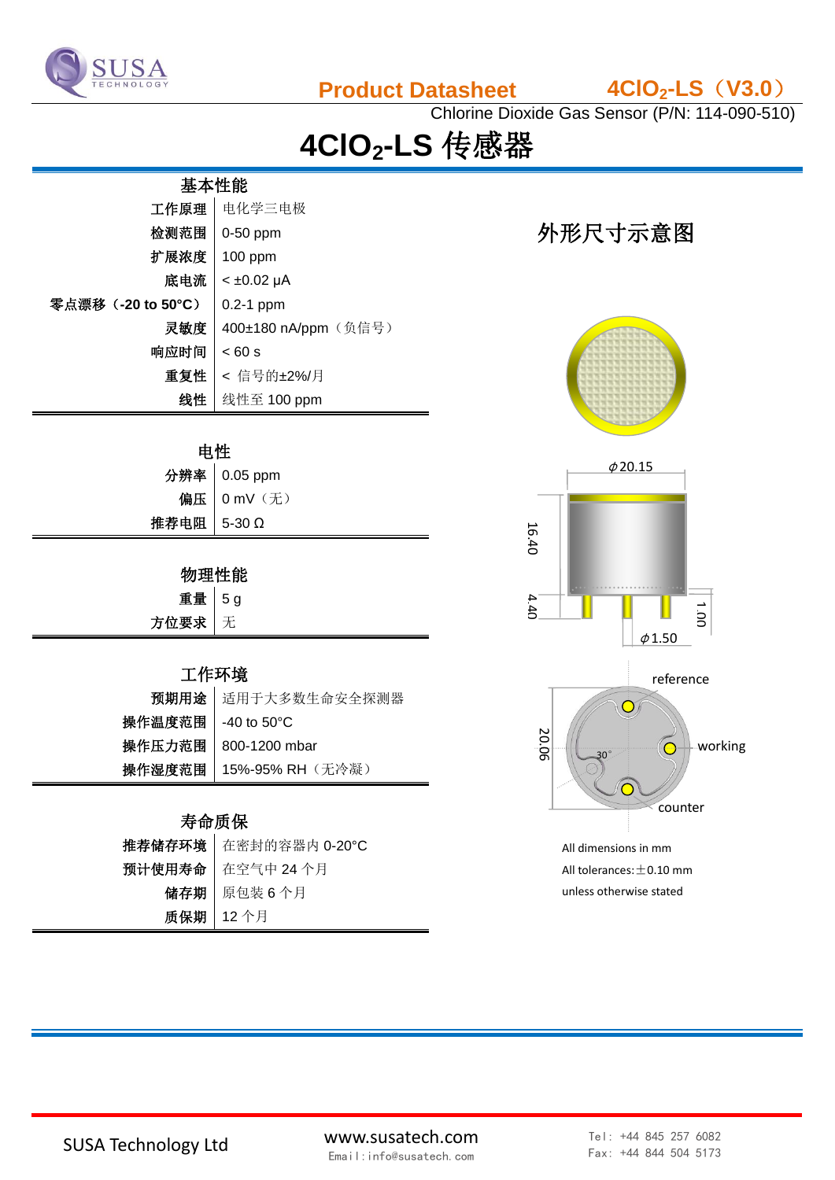**Product Datasheet** **$4ClO_2$-LS（V3.0）**

Chlorine Dioxide Gas Sensor (P/N: 114-090-510)

# $4ClO_2$-LS 传感器

## 基本性能

| 基本性能 | |
|---|---|
| 工作原理 | 电化学三电极 |
| 检测范围 | 0-50 ppm |
| 扩展浓度 | 100 ppm |
| 底电流 | < ±0.02 μA |
| 零点漂移（-20 to 50°C） | 0.2-1 ppm |
| 灵敏度 | 400±180 nA/ppm（负信号） |
| 响应时间 | < 60 s |
| 重复性 | < 信号的±2%/月 |
| 线性 | 线性至 100 ppm |

## 电性

| 电性 | |
|---|---|
| 分辨率 | 0.05 ppm |
| 偏压 | 0 mV（无） |
| 推荐电阻 | 5-30 Ω |

## 物理性能

| 物理性能 | |
|---|---|
| 重量 | 5 g |
| 方位要求 | 无 |

## 工作环境

| 工作环境 | |
|---|---|
| 预期用途 | 适用于大多数生命安全探测器 |
| 操作温度范围 | -40 to 50°C |
| 操作压力范围 | 800-1200 mbar |
| 操作湿度范围 | 15%-95% RH（无冷凝） |

## 寿命质保

| 寿命质保 | |
|---|---|
| 推荐储存环境 | 在密封的容器内 0-20°C |
| 预计使用寿命 | 在空气中 24 个月 |
| 储存期 | 原包装 6 个月 |
| 质保期 | 12 个月 |

## 外形尺寸示意图

ϕ20.15

16.40

4.40

1.00

ϕ1.50

reference

working

counter

20.06

30°

All dimensions in mm

All tolerances: ±0.10 mm

unless otherwise stated

SUSA Technology Ltd

www.susatech.com

Email: info@susatech.com

Tel: +44 845 257 6082

Fax: +44 844 504 5173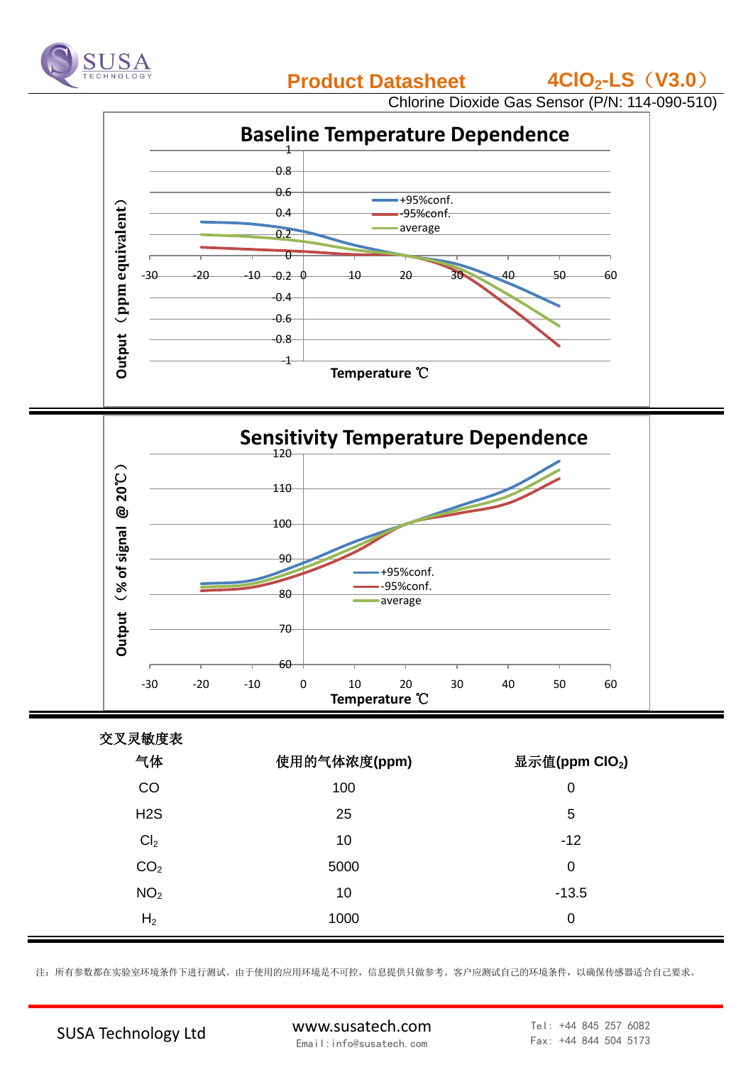**Baseline Temperature Dependence**

Output （ppm equivalent）

1
0.8
0.6
0.4
0.2
0
-0.2
-0.4
-0.6
-0.8
-1

-30 -20 -10 0 10 20 30 40 50 60

Temperature ℃

+95%conf.
-95%conf.
average

**Sensitivity Temperature Dependence**

Output （% of signal @20℃）

120
110
100
90
80
70
60

-30 -20 -10 0 10 20 30 40 50 60

Temperature ℃

+95%conf.
-95%conf.
average

**交叉灵敏度表**

| 气体 | 使用的气体浓度(ppm) | 显示值(ppm $ClO_2$) |
|---|---|---|
| CO | 100 | 0 |
| H2S | 25 | 5 |
| $Cl_2$ | 10 | -12 |
| $CO_2$ | 5000 | 0 |
| $NO_2$ | 10 | -13.5 |
| $H_2$ | 1000 | 0 |

注：所有参数都在实验室环境条件下进行测试。由于使用的应用环境是不可控，信息提供只做参考。客户应测试自己的环境条件，以确保传感器适合自己要求。